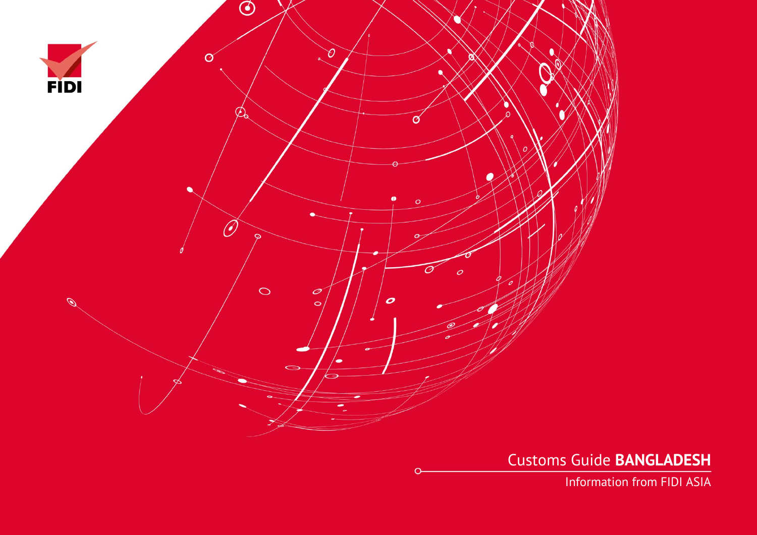FIDI

# Customs Guide **BANGLADESH**

Information from FIDI ASIA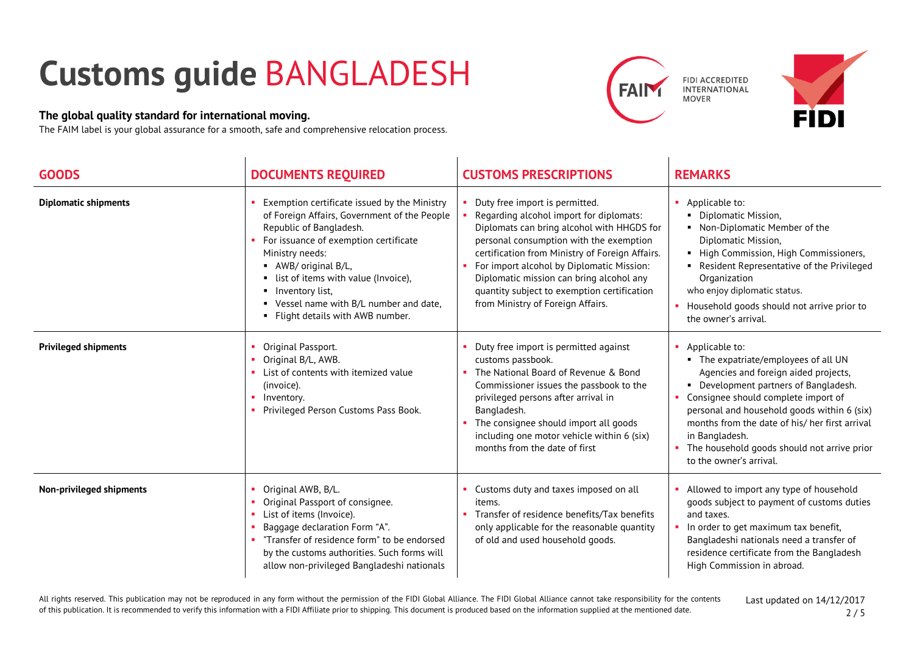# Customs guide BANGLADESH

**The global quality standard for international moving.**
The FAIM label is your global assurance for a smooth, safe and comprehensive relocation process.

FIDI ACCREDITED INTERNATIONAL MOVER

| GOODS | DOCUMENTS REQUIRED | CUSTOMS PRESCRIPTIONS | REMARKS |
|---|---|---|---|
| **Diplomatic shipments** | ▪ Exemption certificate issued by the Ministry of Foreign Affairs, Government of the People Republic of Bangladesh.<br>▪ For issuance of exemption certificate Ministry needs:<br>&nbsp;&nbsp;▪ AWB/ original B/L,<br>&nbsp;&nbsp;▪ list of items with value (Invoice),<br>&nbsp;&nbsp;▪ Inventory list,<br>&nbsp;&nbsp;▪ Vessel name with B/L number and date,<br>&nbsp;&nbsp;▪ Flight details with AWB number. | ▪ Duty free import is permitted.<br>▪ Regarding alcohol import for diplomats: Diplomats can bring alcohol with HHGDS for personal consumption with the exemption certification from Ministry of Foreign Affairs.<br>▪ For import alcohol by Diplomatic Mission: Diplomatic mission can bring alcohol any quantity subject to exemption certification from Ministry of Foreign Affairs. | ▪ Applicable to:<br>&nbsp;&nbsp;▪ Diplomatic Mission,<br>&nbsp;&nbsp;▪ Non-Diplomatic Member of the Diplomatic Mission,<br>&nbsp;&nbsp;▪ High Commission, High Commissioners,<br>&nbsp;&nbsp;▪ Resident Representative of the Privileged Organization<br>who enjoy diplomatic status.<br>▪ Household goods should not arrive prior to the owner's arrival. |
| **Privileged shipments** | ▪ Original Passport.<br>▪ Original B/L, AWB.<br>▪ List of contents with itemized value (invoice).<br>▪ Inventory.<br>▪ Privileged Person Customs Pass Book. | ▪ Duty free import is permitted against customs passbook.<br>▪ The National Board of Revenue & Bond Commissioner issues the passbook to the privileged persons after arrival in Bangladesh.<br>▪ The consignee should import all goods including one motor vehicle within 6 (six) months from the date of first | ▪ Applicable to:<br>&nbsp;&nbsp;▪ The expatriate/employees of all UN Agencies and foreign aided projects,<br>&nbsp;&nbsp;▪ Development partners of Bangladesh.<br>▪ Consignee should complete import of personal and household goods within 6 (six) months from the date of his/ her first arrival in Bangladesh.<br>▪ The household goods should not arrive prior to the owner's arrival. |
| **Non-privileged shipments** | ▪ Original AWB, B/L.<br>▪ Original Passport of consignee.<br>▪ List of items (Invoice).<br>▪ Baggage declaration Form "A".<br>▪ "Transfer of residence form" to be endorsed by the customs authorities. Such forms will allow non-privileged Bangladeshi nationals | ▪ Customs duty and taxes imposed on all items.<br>▪ Transfer of residence benefits/Tax benefits only applicable for the reasonable quantity of old and used household goods. | ▪ Allowed to import any type of household goods subject to payment of customs duties and taxes.<br>▪ In order to get maximum tax benefit, Bangladeshi nationals need a transfer of residence certificate from the Bangladesh High Commission in abroad. |

All rights reserved. This publication may not be reproduced in any form without the permission of the FIDI Global Alliance. The FIDI Global Alliance cannot take responsibility for the contents of this publication. It is recommended to verify this information with a FIDI Affiliate prior to shipping. This document is produced based on the information supplied at the mentioned date.

Last updated on 14/12/2017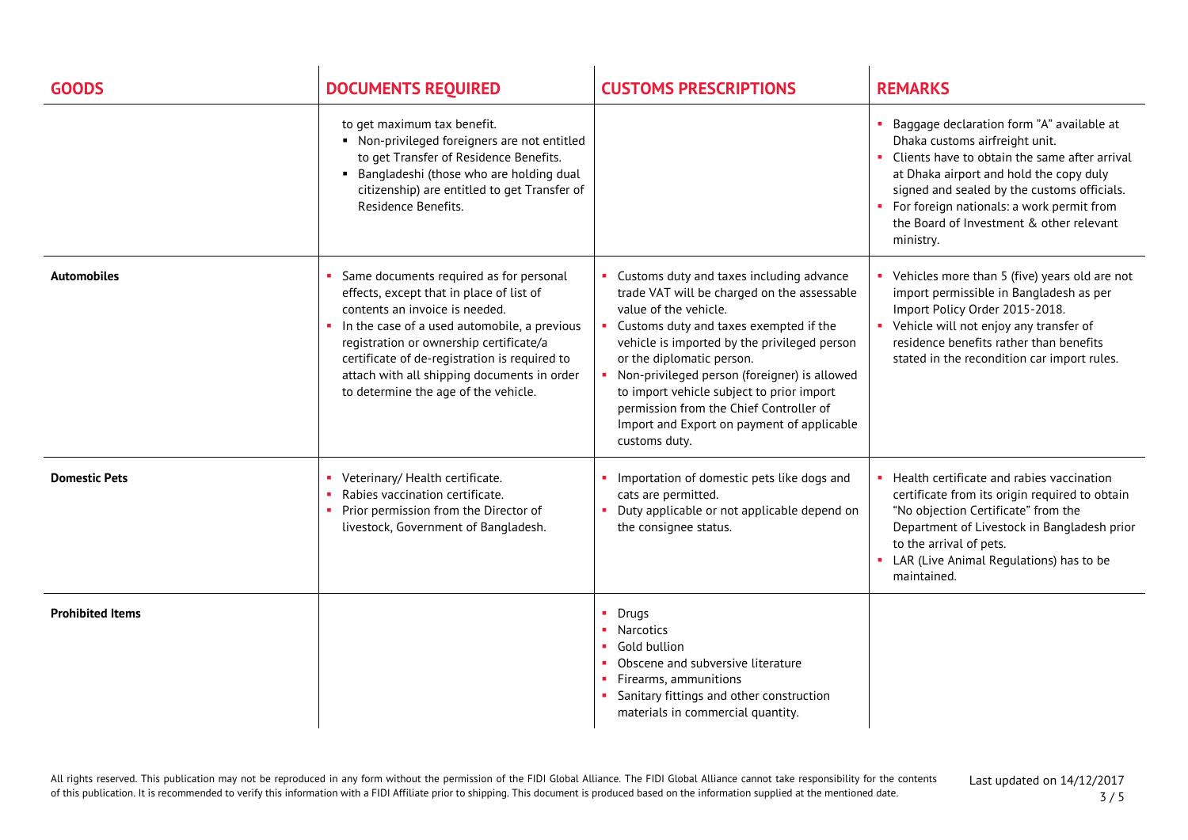| GOODS | DOCUMENTS REQUIRED | CUSTOMS PRESCRIPTIONS | REMARKS |
|---|---|---|---|
| | to get maximum tax benefit.<br>▪ Non-privileged foreigners are not entitled to get Transfer of Residence Benefits.<br>▪ Bangladeshi (those who are holding dual citizenship) are entitled to get Transfer of Residence Benefits. | | ▪ Baggage declaration form "A" available at Dhaka customs airfreight unit.<br>▪ Clients have to obtain the same after arrival at Dhaka airport and hold the copy duly signed and sealed by the customs officials.<br>▪ For foreign nationals: a work permit from the Board of Investment & other relevant ministry. |
| **Automobiles** | ▪ Same documents required as for personal effects, except that in place of list of contents an invoice is needed.<br>▪ In the case of a used automobile, a previous registration or ownership certificate/a certificate of de-registration is required to attach with all shipping documents in order to determine the age of the vehicle. | ▪ Customs duty and taxes including advance trade VAT will be charged on the assessable value of the vehicle.<br>▪ Customs duty and taxes exempted if the vehicle is imported by the privileged person or the diplomatic person.<br>▪ Non-privileged person (foreigner) is allowed to import vehicle subject to prior import permission from the Chief Controller of Import and Export on payment of applicable customs duty. | ▪ Vehicles more than 5 (five) years old are not import permissible in Bangladesh as per Import Policy Order 2015-2018.<br>▪ Vehicle will not enjoy any transfer of residence benefits rather than benefits stated in the recondition car import rules. |
| **Domestic Pets** | ▪ Veterinary/ Health certificate.<br>▪ Rabies vaccination certificate.<br>▪ Prior permission from the Director of livestock, Government of Bangladesh. | ▪ Importation of domestic pets like dogs and cats are permitted.<br>▪ Duty applicable or not applicable depend on the consignee status. | ▪ Health certificate and rabies vaccination certificate from its origin required to obtain "No objection Certificate" from the Department of Livestock in Bangladesh prior to the arrival of pets.<br>▪ LAR (Live Animal Regulations) has to be maintained. |
| **Prohibited Items** | | ▪ Drugs<br>▪ Narcotics<br>▪ Gold bullion<br>▪ Obscene and subversive literature<br>▪ Firearms, ammunitions<br>▪ Sanitary fittings and other construction materials in commercial quantity. | |

All rights reserved. This publication may not be reproduced in any form without the permission of the FIDI Global Alliance. The FIDI Global Alliance cannot take responsibility for the contents of this publication. It is recommended to verify this information with a FIDI Affiliate prior to shipping. This document is produced based on the information supplied at the mentioned date.

Last updated on 14/12/2017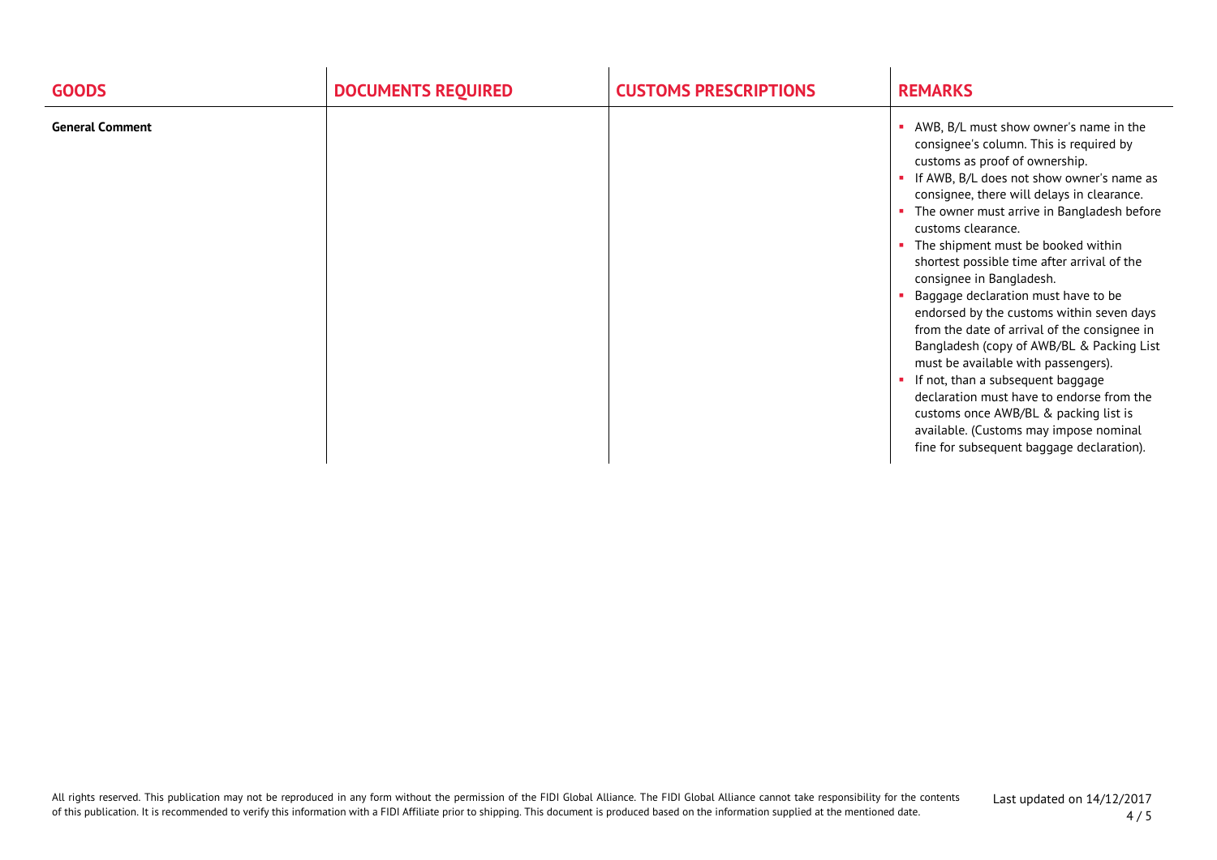| GOODS | DOCUMENTS REQUIRED | CUSTOMS PRESCRIPTIONS | REMARKS |
| --- | --- | --- | --- |
| **General Comment** | | | ▪ AWB, B/L must show owner's name in the consignee's column. This is required by customs as proof of ownership.<br>▪ If AWB, B/L does not show owner's name as consignee, there will delays in clearance.<br>▪ The owner must arrive in Bangladesh before customs clearance.<br>▪ The shipment must be booked within shortest possible time after arrival of the consignee in Bangladesh.<br>▪ Baggage declaration must have to be endorsed by the customs within seven days from the date of arrival of the consignee in Bangladesh (copy of AWB/BL & Packing List must be available with passengers).<br>▪ If not, than a subsequent baggage declaration must have to endorse from the customs once AWB/BL & packing list is available. (Customs may impose nominal fine for subsequent baggage declaration). |

All rights reserved. This publication may not be reproduced in any form without the permission of the FIDI Global Alliance. The FIDI Global Alliance cannot take responsibility for the contents of this publication. It is recommended to verify this information with a FIDI Affiliate prior to shipping. This document is produced based on the information supplied at the mentioned date.

Last updated on 14/12/2017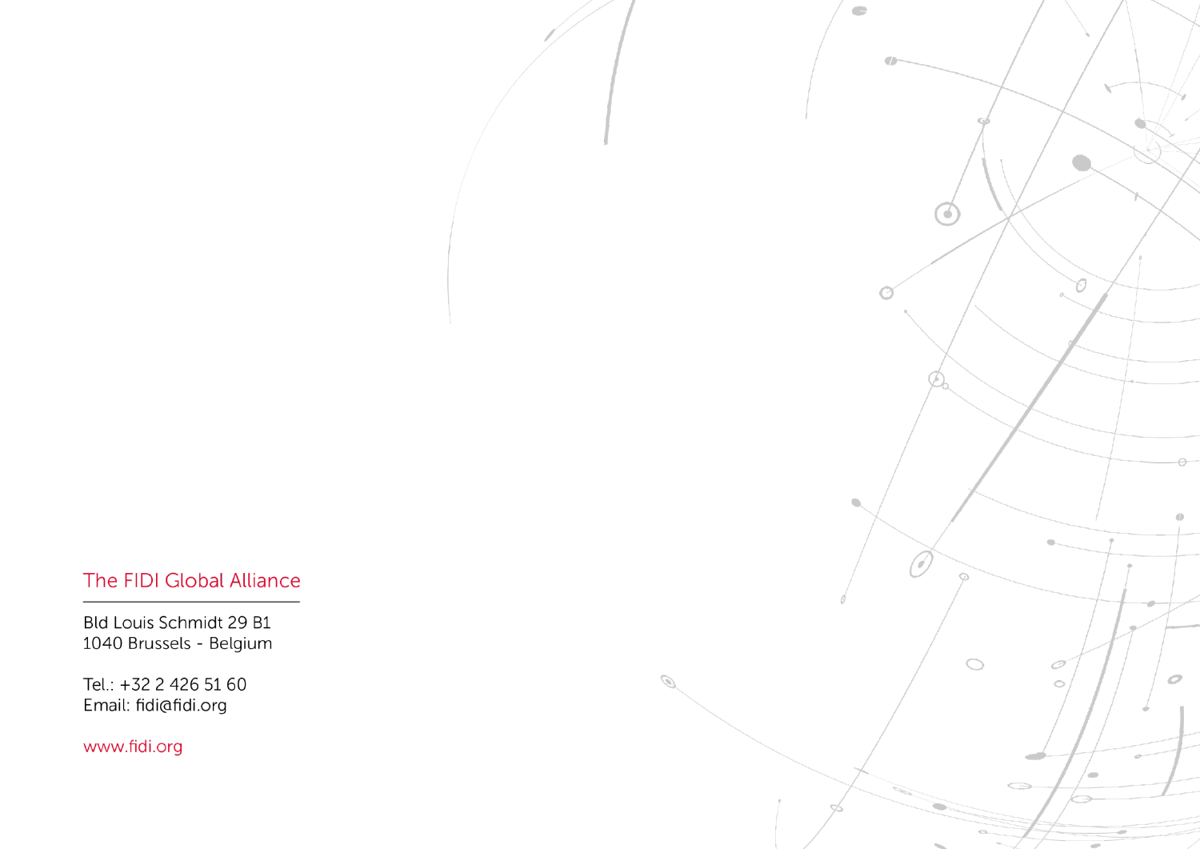## The FIDI Global Alliance

Bld Louis Schmidt 29 B1
1040 Brussels - Belgium

Tel.: +32 2 426 51 60
Email: fidi@fidi.org

www.fidi.org